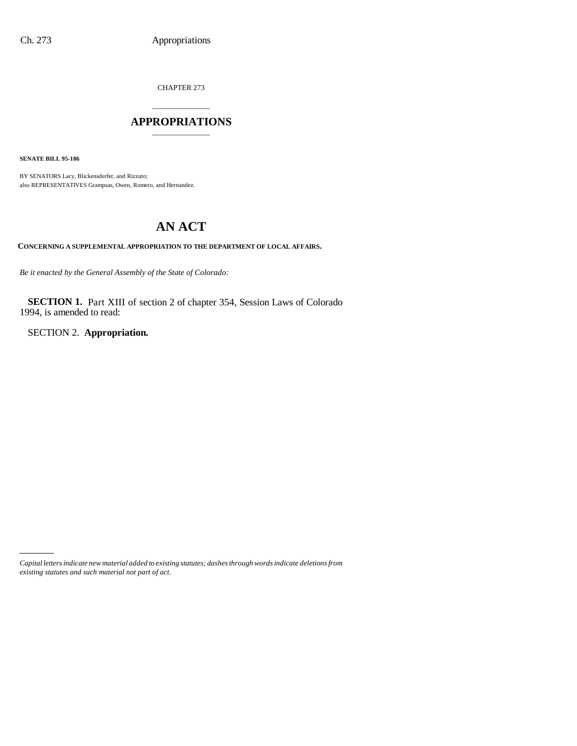CHAPTER 273

# APPROPRIATIONS

**SENATE BILL 95-186**

BY SENATORS Lacy, Blickensderfer, and Rizzuto;
also REPRESENTATIVES Grampsas, Owen, Romero, and Hernandez.

# AN ACT

**CONCERNING A SUPPLEMENTAL APPROPRIATION TO THE DEPARTMENT OF LOCAL AFFAIRS.**

*Be it enacted by the General Assembly of the State of Colorado:*

**SECTION 1.** Part XIII of section 2 of chapter 354, Session Laws of Colorado 1994, is amended to read:

SECTION 2. **Appropriation.**

*Capital letters indicate new material added to existing statutes; dashes through words indicate deletions from existing statutes and such material not part of act.*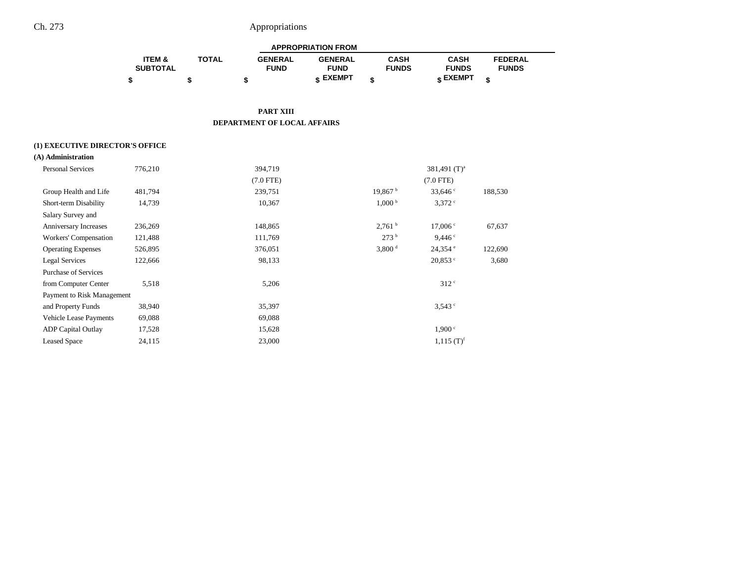# PART XIII

## DEPARTMENT OF LOCAL AFFAIRS

| | ITEM & SUBTOTAL | TOTAL | APPROPRIATION FROM | | | | |
|---|---|---|---|---|---|---|---|
| | | | GENERAL FUND | GENERAL FUND EXEMPT | CASH FUNDS | CASH FUNDS EXEMPT | FEDERAL FUNDS |
| | $ | $ | $ | $ | $ | $ | $ |
| **(1) EXECUTIVE DIRECTOR'S OFFICE** | | | | | | | |
| **(A) Administration** | | | | | | | |
| Personal Services | 776,210 | | 394,719 | | | 381,491 (T)[a] | |
| | | | (7.0 FTE) | | | (7.0 FTE) | |
| Group Health and Life | 481,794 | | 239,751 | | 19,867 [b] | 33,646 [c] | 188,530 |
| Short-term Disability | 14,739 | | 10,367 | | 1,000 [b] | 3,372 [c] | |
| Salary Survey and Anniversary Increases | 236,269 | | 148,865 | | 2,761 [b] | 17,006 [c] | 67,637 |
| Workers' Compensation | 121,488 | | 111,769 | | 273 [b] | 9,446 [c] | |
| Operating Expenses | 526,895 | | 376,051 | | 3,800 [d] | 24,354 [e] | 122,690 |
| Legal Services | 122,666 | | 98,133 | | | 20,853 [c] | 3,680 |
| Purchase of Services from Computer Center | 5,518 | | 5,206 | | | 312 [c] | |
| Payment to Risk Management and Property Funds | 38,940 | | 35,397 | | | 3,543 [c] | |
| Vehicle Lease Payments | 69,088 | | 69,088 | | | | |
| ADP Capital Outlay | 17,528 | | 15,628 | | | 1,900 [c] | |
| Leased Space | 24,115 | | 23,000 | | | 1,115 (T)[f] | |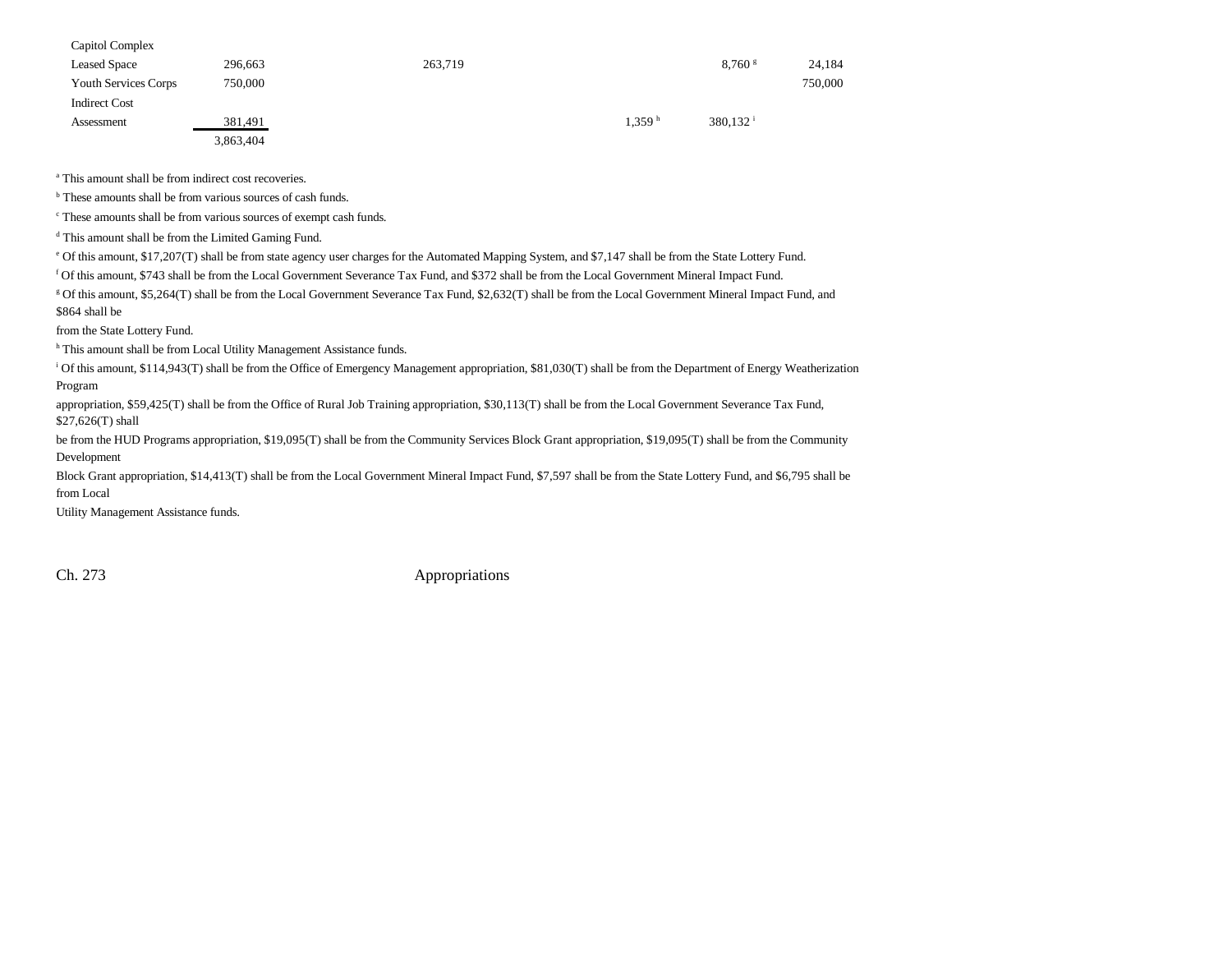| | | | | | | |
|---|---|---|---|---|---|---|
| Capitol Complex Leased Space | 296,663 | 263,719 | | | 8,760 [g] | 24,184 |
| Youth Services Corps | 750,000 | | | | | 750,000 |
| Indirect Cost Assessment | 381,491 | | | 1,359 [h] | 380,132 [i] | |
| | 3,863,404 | | | | | |

[a] This amount shall be from indirect cost recoveries.

[b] These amounts shall be from various sources of cash funds.

[c] These amounts shall be from various sources of exempt cash funds.

[d] This amount shall be from the Limited Gaming Fund.

[e] Of this amount, $17,207(T) shall be from state agency user charges for the Automated Mapping System, and $7,147 shall be from the State Lottery Fund.

[f] Of this amount, $743 shall be from the Local Government Severance Tax Fund, and $372 shall be from the Local Government Mineral Impact Fund.

[g] Of this amount, $5,264(T) shall be from the Local Government Severance Tax Fund, $2,632(T) shall be from the Local Government Mineral Impact Fund, and $864 shall be from the State Lottery Fund.

[h] This amount shall be from Local Utility Management Assistance funds.

[i] Of this amount, $114,943(T) shall be from the Office of Emergency Management appropriation, $81,030(T) shall be from the Department of Energy Weatherization Program appropriation, $59,425(T) shall be from the Office of Rural Job Training appropriation, $30,113(T) shall be from the Local Government Severance Tax Fund, $27,626(T) shall be from the HUD Programs appropriation, $19,095(T) shall be from the Community Services Block Grant appropriation, $19,095(T) shall be from the Community Development Block Grant appropriation, $14,413(T) shall be from the Local Government Mineral Impact Fund, $7,597 shall be from the State Lottery Fund, and $6,795 shall be from Local Utility Management Assistance funds.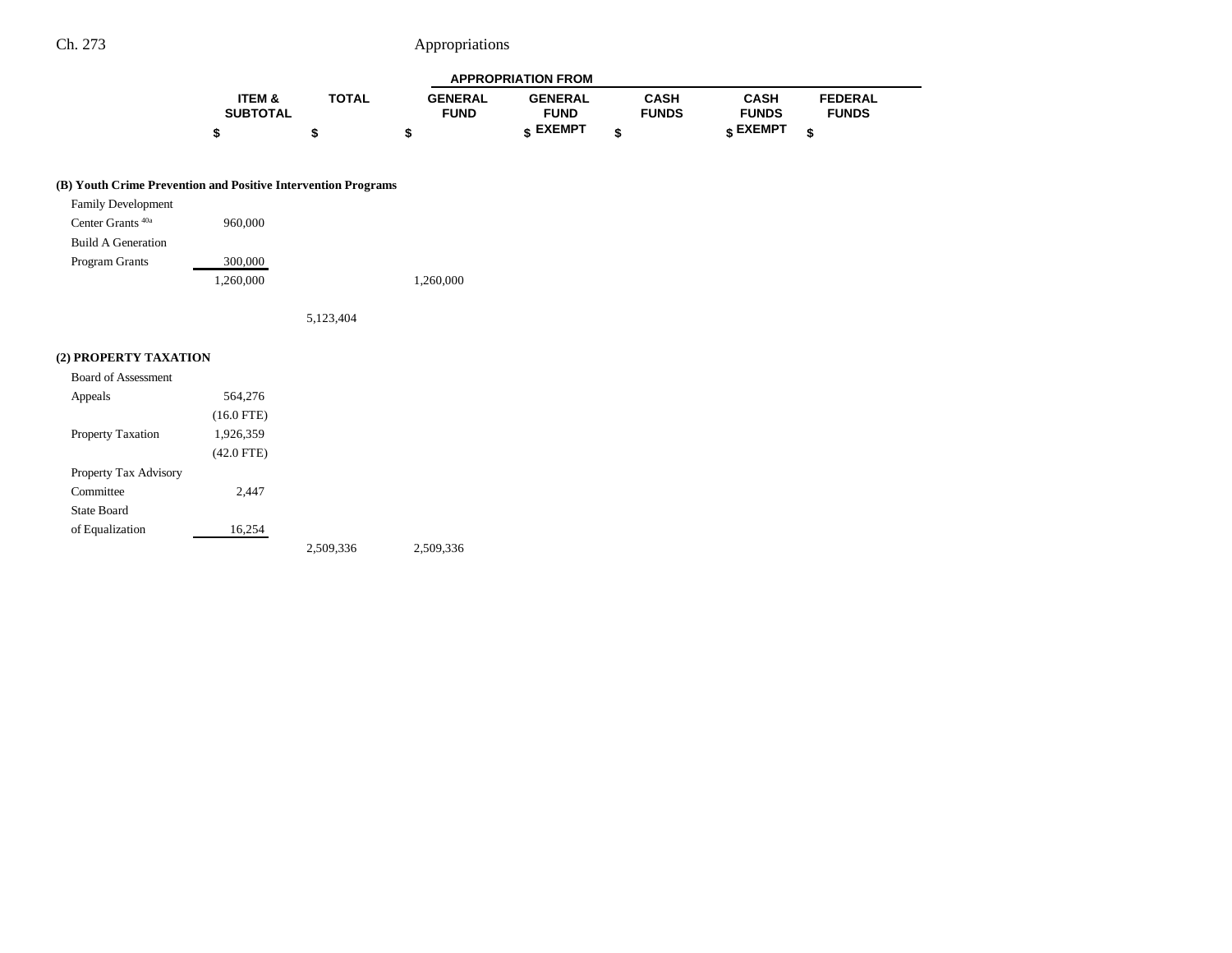| | ITEM & SUBTOTAL | TOTAL | APPROPRIATION FROM GENERAL FUND | GENERAL FUND EXEMPT | CASH FUNDS | CASH FUNDS EXEMPT | FEDERAL FUNDS |
|---|---|---|---|---|---|---|---|
| | $ | $ | $ | $ | $ | $ | $ |
| **(B) Youth Crime Prevention and Positive Intervention Programs** | | | | | | | |
| Family Development Center Grants [40a] | 960,000 | | | | | | |
| Build A Generation Program Grants | 300,000 | | | | | | |
| | 1,260,000 | | 1,260,000 | | | | |
| | | 5,123,404 | | | | | |
| **(2) PROPERTY TAXATION** | | | | | | | |
| Board of Assessment Appeals | 564,276 | | | | | | |
| | (16.0 FTE) | | | | | | |
| Property Taxation | 1,926,359 | | | | | | |
| | (42.0 FTE) | | | | | | |
| Property Tax Advisory Committee | 2,447 | | | | | | |
| State Board of Equalization | 16,254 | | | | | | |
| | | 2,509,336 | 2,509,336 | | | | |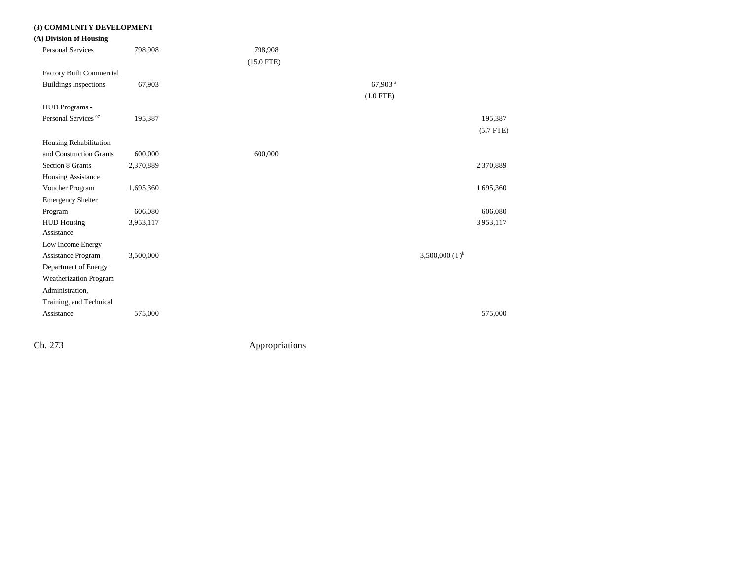### (3) COMMUNITY DEVELOPMENT

#### (A) Division of Housing

| | | | | | |
|---|---|---|---|---|---|
| Personal Services | 798,908 | 798,908 | | | |
| | | (15.0 FTE) | | | |
| Factory Built Commercial Buildings Inspections | 67,903 | | 67,903 [a] | | |
| | | | (1.0 FTE) | | |
| HUD Programs - Personal Services [97] | 195,387 | | | | 195,387 |
| | | | | | (5.7 FTE) |
| Housing Rehabilitation and Construction Grants | 600,000 | 600,000 | | | |
| Section 8 Grants | 2,370,889 | | | | 2,370,889 |
| Housing Assistance Voucher Program | 1,695,360 | | | | 1,695,360 |
| Emergency Shelter Program | 606,080 | | | | 606,080 |
| HUD Housing Assistance | 3,953,117 | | | | 3,953,117 |
| Low Income Energy Assistance Program | 3,500,000 | | | 3,500,000 (T)[b] | |
| Department of Energy Weatherization Program Administration, Training, and Technical Assistance | 575,000 | | | | 575,000 |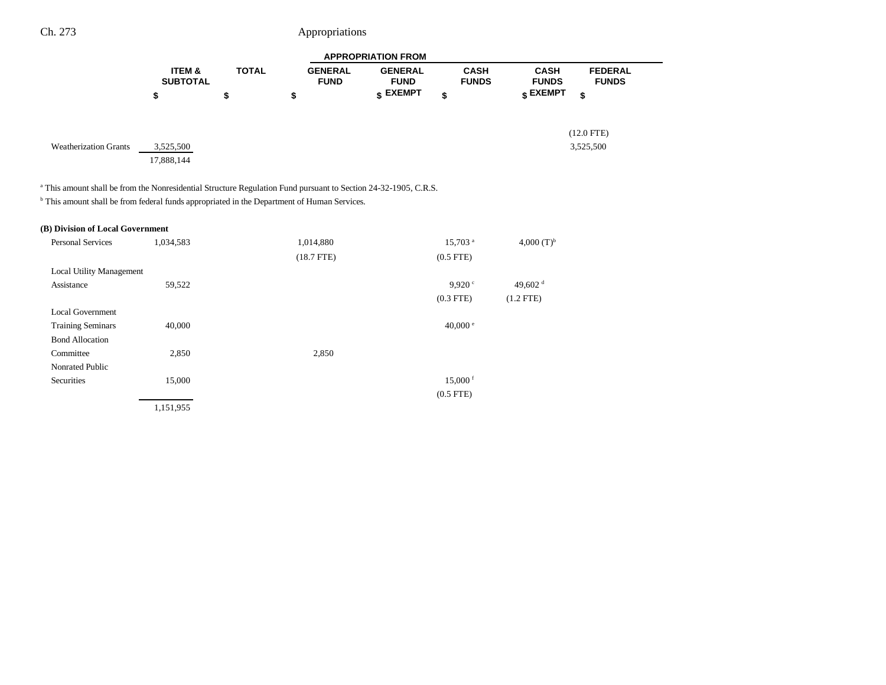| | ITEM & SUBTOTAL | TOTAL | APPROPRIATION FROM | | | | |
|---|---|---|---|---|---|---|---|
| | | | GENERAL FUND | GENERAL FUND EXEMPT | CASH FUNDS | CASH FUNDS EXEMPT | FEDERAL FUNDS |
| | $ | $ | $ | $ | $ | $ | $ |
| | | | | | | | (12.0 FTE) |
| Weatherization Grants | 3,525,500 | | | | | | 3,525,500 |
| | 17,888,144 | | | | | | |

[a] This amount shall be from the Nonresidential Structure Regulation Fund pursuant to Section 24-32-1905, C.R.S.

[b] This amount shall be from federal funds appropriated in the Department of Human Services.

**(B) Division of Local Government**

| | ITEM & SUBTOTAL | TOTAL | GENERAL FUND | GENERAL FUND EXEMPT | CASH FUNDS | CASH FUNDS EXEMPT | FEDERAL FUNDS |
|---|---|---|---|---|---|---|---|
| Personal Services | 1,034,583 | | 1,014,880 | | 15,703 [a] | 4,000 (T)[b] | |
| | | | (18.7 FTE) | | (0.5 FTE) | | |
| Local Utility Management Assistance | 59,522 | | | | 9,920 [c] | 49,602 [d] | |
| | | | | | (0.3 FTE) | (1.2 FTE) | |
| Local Government Training Seminars | 40,000 | | | | 40,000 [e] | | |
| Bond Allocation Committee | 2,850 | | 2,850 | | | | |
| Nonrated Public Securities | 15,000 | | | | 15,000 [f] | | |
| | | | | | (0.5 FTE) | | |
| | 1,151,955 | | | | | | |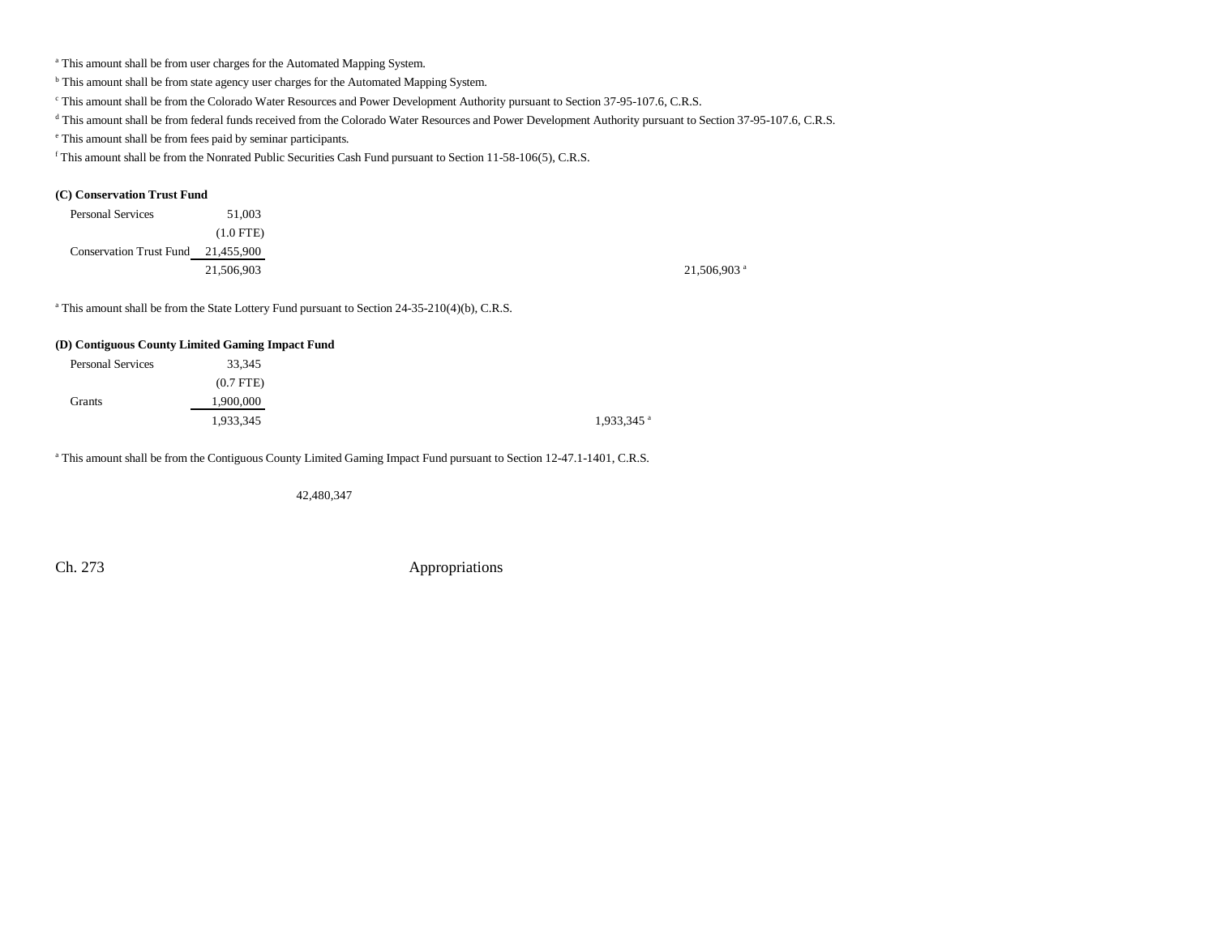[a] This amount shall be from user charges for the Automated Mapping System.

[b] This amount shall be from state agency user charges for the Automated Mapping System.

[c] This amount shall be from the Colorado Water Resources and Power Development Authority pursuant to Section 37-95-107.6, C.R.S.

[d] This amount shall be from federal funds received from the Colorado Water Resources and Power Development Authority pursuant to Section 37-95-107.6, C.R.S.

[e] This amount shall be from fees paid by seminar participants.

[f] This amount shall be from the Nonrated Public Securities Cash Fund pursuant to Section 11-58-106(5), C.R.S.

**(C) Conservation Trust Fund**

| | | | |
|---|---|---|---|
| Personal Services | 51,003 | | |
| | (1.0 FTE) | | |
| Conservation Trust Fund | 21,455,900 | | |
| | 21,506,903 | | 21,506,903 [a] |

[a] This amount shall be from the State Lottery Fund pursuant to Section 24-35-210(4)(b), C.R.S.

**(D) Contiguous County Limited Gaming Impact Fund**

| | | | |
|---|---|---|---|
| Personal Services | 33,345 | | |
| | (0.7 FTE) | | |
| Grants | 1,900,000 | | |
| | 1,933,345 | 1,933,345 [a] | |

[a] This amount shall be from the Contiguous County Limited Gaming Impact Fund pursuant to Section 12-47.1-1401, C.R.S.

42,480,347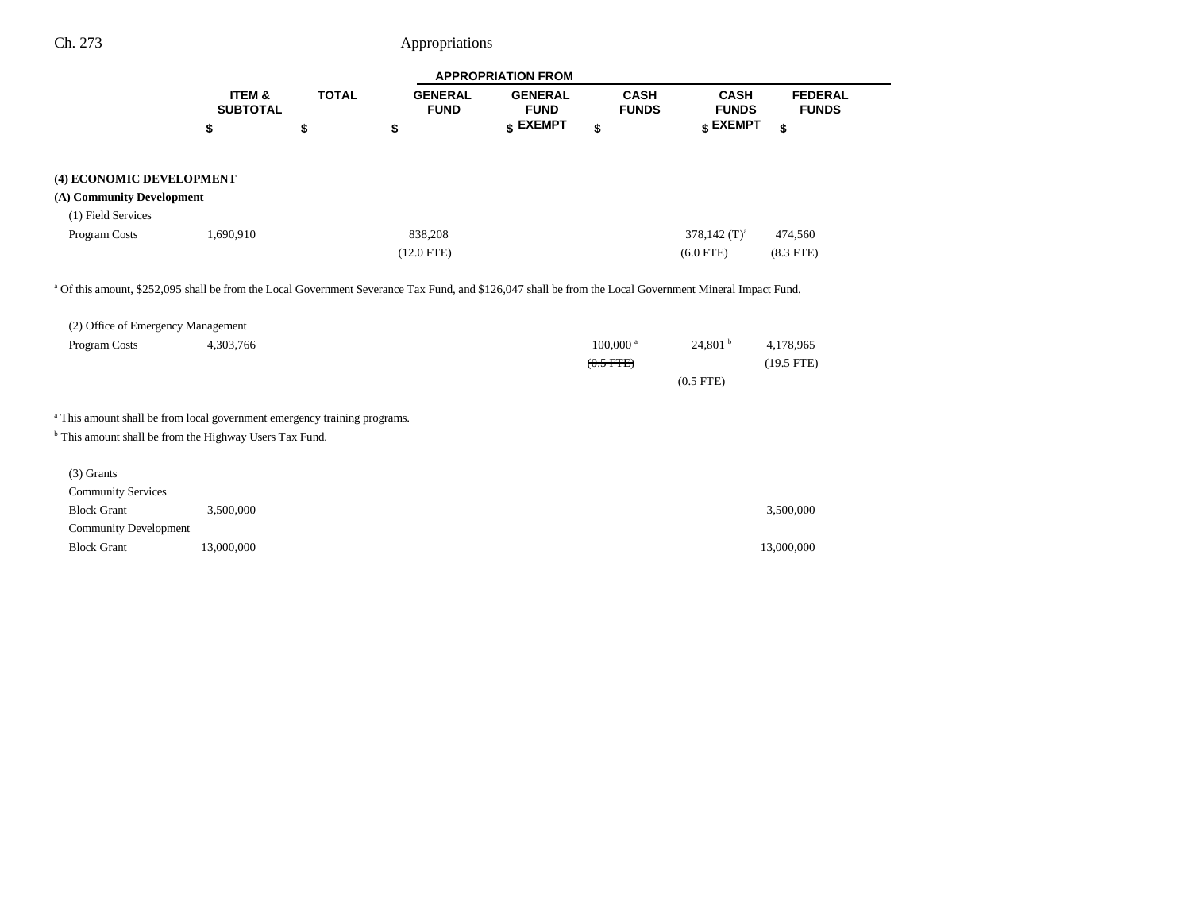| | ITEM & SUBTOTAL | TOTAL | APPROPRIATION FROM | | | | |
|---|---|---|---|---|---|---|---|
| | | | GENERAL FUND | GENERAL FUND EXEMPT | CASH FUNDS | CASH FUNDS EXEMPT | FEDERAL FUNDS |
| | $ | $ | $ | $ | $ | $ | $ |
| **(4) ECONOMIC DEVELOPMENT** | | | | | | | |
| **(A) Community Development** | | | | | | | |
| (1) Field Services | | | | | | | |
| Program Costs | 1,690,910 | | 838,208 | | | 378,142 (T)[a] | 474,560 |
| | | | (12.0 FTE) | | | (6.0 FTE) | (8.3 FTE) |

[a] Of this amount, $252,095 shall be from the Local Government Severance Tax Fund, and $126,047 shall be from the Local Government Mineral Impact Fund.

| | ITEM & SUBTOTAL | TOTAL | GENERAL FUND | GENERAL FUND EXEMPT | CASH FUNDS | CASH FUNDS EXEMPT | FEDERAL FUNDS |
|---|---|---|---|---|---|---|---|
| (2) Office of Emergency Management | | | | | | | |
| Program Costs | 4,303,766 | | | | 100,000 [a] | 24,801 [b] | 4,178,965 |
| | | | | | ~~(0.5 FTE)~~ | | (19.5 FTE) |
| | | | | | | (0.5 FTE) | |

[a] This amount shall be from local government emergency training programs.

[b] This amount shall be from the Highway Users Tax Fund.

| | ITEM & SUBTOTAL | TOTAL | GENERAL FUND | GENERAL FUND EXEMPT | CASH FUNDS | CASH FUNDS EXEMPT | FEDERAL FUNDS |
|---|---|---|---|---|---|---|---|
| (3) Grants | | | | | | | |
| Community Services | | | | | | | |
| Block Grant | 3,500,000 | | | | | | 3,500,000 |
| Community Development | | | | | | | |
| Block Grant | 13,000,000 | | | | | | 13,000,000 |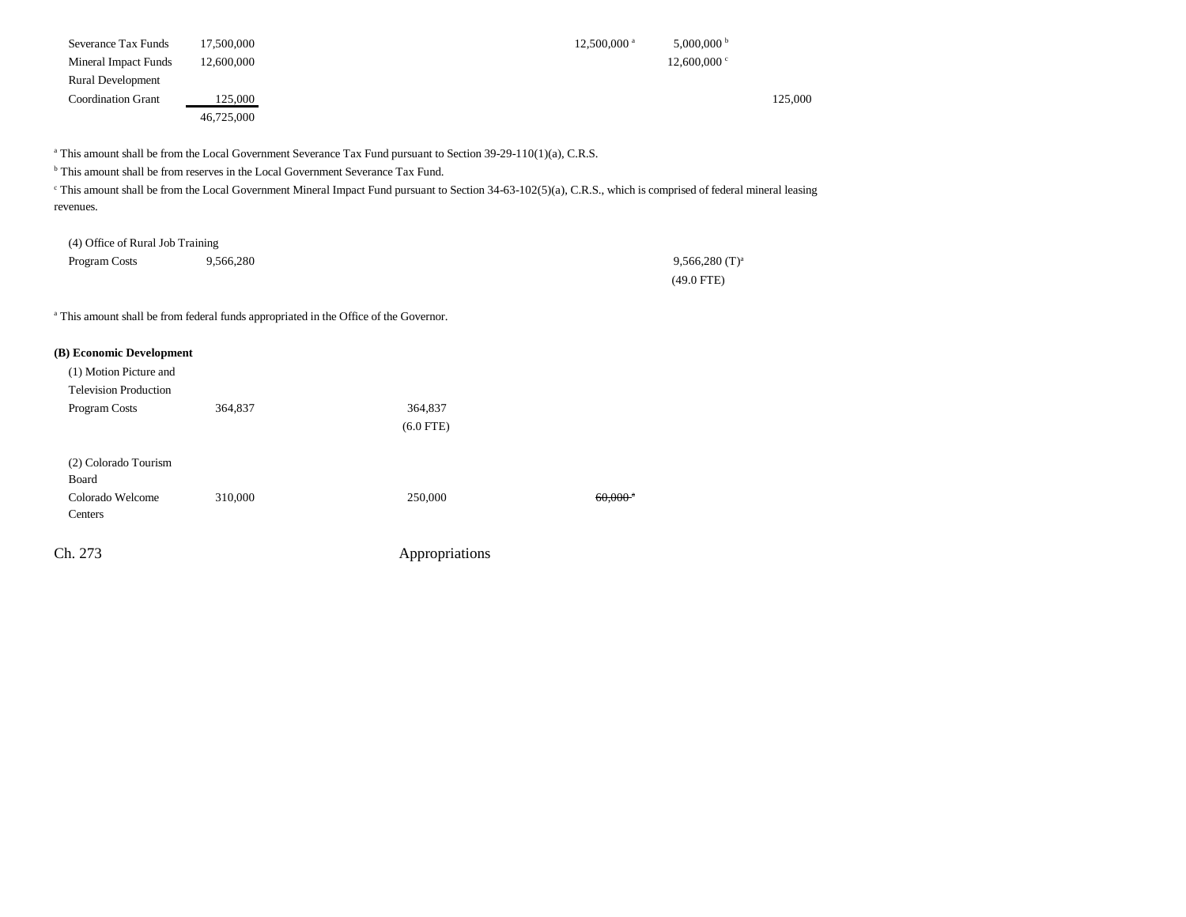| | | | | | | |
|---|---|---|---|---|---|---|
| Severance Tax Funds | 17,500,000 | | | 12,500,000 [a] | 5,000,000 [b] | |
| Mineral Impact Funds | 12,600,000 | | | | 12,600,000 [c] | |
| Rural Development Coordination Grant | 125,000 | | | | | 125,000 |
| | 46,725,000 | | | | | |

[a] This amount shall be from the Local Government Severance Tax Fund pursuant to Section 39-29-110(1)(a), C.R.S.

[b] This amount shall be from reserves in the Local Government Severance Tax Fund.

[c] This amount shall be from the Local Government Mineral Impact Fund pursuant to Section 34-63-102(5)(a), C.R.S., which is comprised of federal mineral leasing revenues.

| | | | | | | |
|---|---|---|---|---|---|---|
| (4) Office of Rural Job Training | | | | | | |
| Program Costs | 9,566,280 | | | | 9,566,280 (T)[a] | |
| | | | | | (49.0 FTE) | |

[a] This amount shall be from federal funds appropriated in the Office of the Governor.

**(B) Economic Development**

| | | | | | | |
|---|---|---|---|---|---|---|
| (1) Motion Picture and Television Production | | | | | | |
| Program Costs | 364,837 | | 364,837 | | | |
| | | | (6.0 FTE) | | | |
| (2) Colorado Tourism Board | | | | | | |
| Colorado Welcome Centers | 310,000 | | 250,000 | ~~60,000 [a]~~ | | |

Ch. 273 Appropriations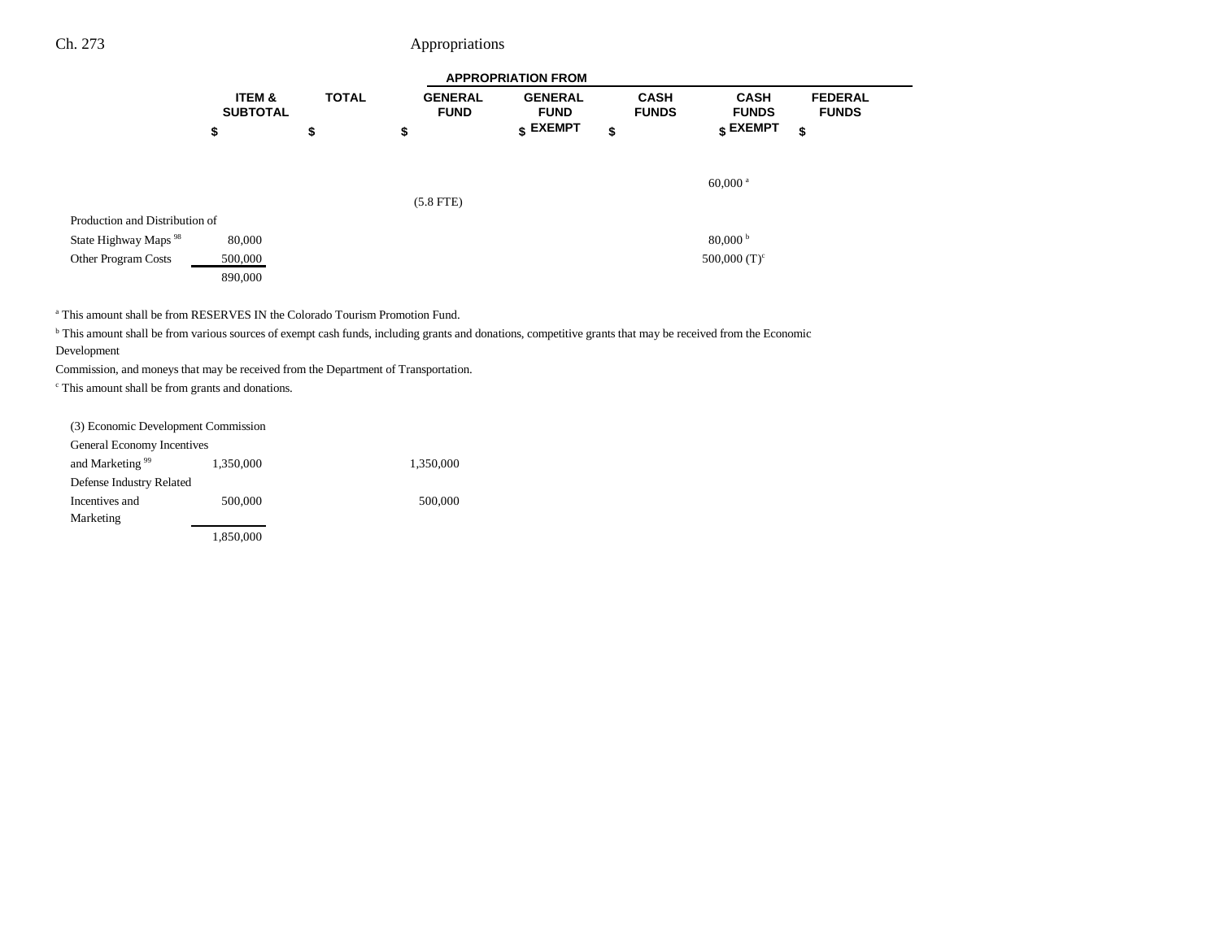| | ITEM & SUBTOTAL | TOTAL | GENERAL FUND | GENERAL FUND EXEMPT | CASH FUNDS | CASH FUNDS EXEMPT | FEDERAL FUNDS |
|---|---|---|---|---|---|---|---|
| | | | | APPROPRIATION FROM | | | |
| | $ | $ | $ | $ | $ | $ | $ |
| | | | | | | 60,000[a] | |
| | | | (5.8 FTE) | | | | |
| Production and Distribution of State Highway Maps[98] | 80,000 | | | | | 80,000[b] | |
| Other Program Costs | 500,000 | | | | | 500,000 (T)[c] | |
| | 890,000 | | | | | | |

[a] This amount shall be from RESERVES IN the Colorado Tourism Promotion Fund.

[b] This amount shall be from various sources of exempt cash funds, including grants and donations, competitive grants that may be received from the Economic Development Commission, and moneys that may be received from the Department of Transportation.

[c] This amount shall be from grants and donations.

| | ITEM & SUBTOTAL | TOTAL | GENERAL FUND | GENERAL FUND EXEMPT | CASH FUNDS | CASH FUNDS EXEMPT | FEDERAL FUNDS |
|---|---|---|---|---|---|---|---|
| (3) Economic Development Commission | | | | | | | |
| General Economy Incentives and Marketing[99] | 1,350,000 | | 1,350,000 | | | | |
| Defense Industry Related Incentives and Marketing | 500,000 | | 500,000 | | | | |
| | 1,850,000 | | | | | | |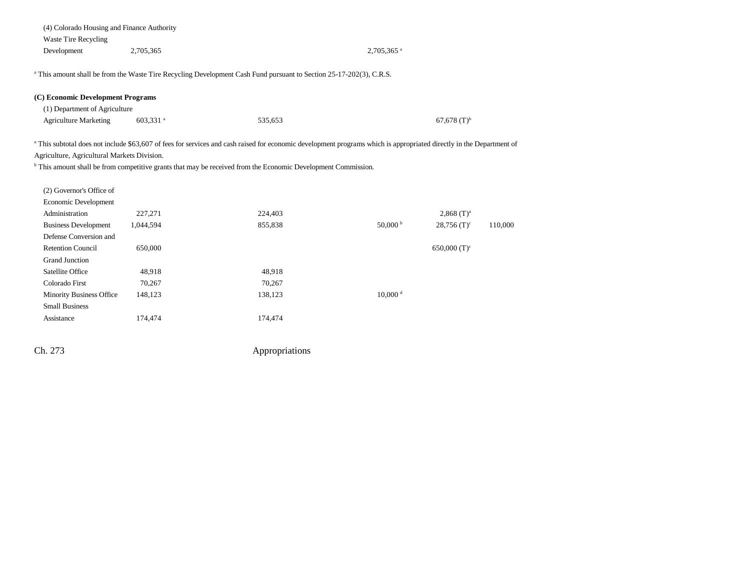| | | | | | | |
|---|---|---|---|---|---|---|
| (4) Colorado Housing and Finance Authority | | | | | | |
| Waste Tire Recycling | | | | | | |
| Development | 2,705,365 | | | 2,705,365 [a] | | |

[a] This amount shall be from the Waste Tire Recycling Development Cash Fund pursuant to Section 25-17-202(3), C.R.S.

**(C) Economic Development Programs**

| | | | | | | |
|---|---|---|---|---|---|---|
| (1) Department of Agriculture | | | | | | |
| Agriculture Marketing | 603,331 [a] | | 535,653 | | 67,678 (T)[b] | |

[a] This subtotal does not include $63,607 of fees for services and cash raised for economic development programs which is appropriated directly in the Department of Agriculture, Agricultural Markets Division.
[b] This amount shall be from competitive grants that may be received from the Economic Development Commission.

| | | | | | | |
|---|---|---|---|---|---|---|
| (2) Governor's Office of | | | | | | |
| Economic Development | | | | | | |
| Administration | 227,271 | | 224,403 | | 2,868 (T)[a] | |
| Business Development | 1,044,594 | | 855,838 | 50,000 [b] | 28,756 (T)[c] | 110,000 |
| Defense Conversion and | | | | | | |
| Retention Council | 650,000 | | | | 650,000 (T)[c] | |
| Grand Junction | | | | | | |
| Satellite Office | 48,918 | | 48,918 | | | |
| Colorado First | 70,267 | | 70,267 | | | |
| Minority Business Office | 148,123 | | 138,123 | 10,000 [d] | | |
| Small Business | | | | | | |
| Assistance | 174,474 | | 174,474 | | | |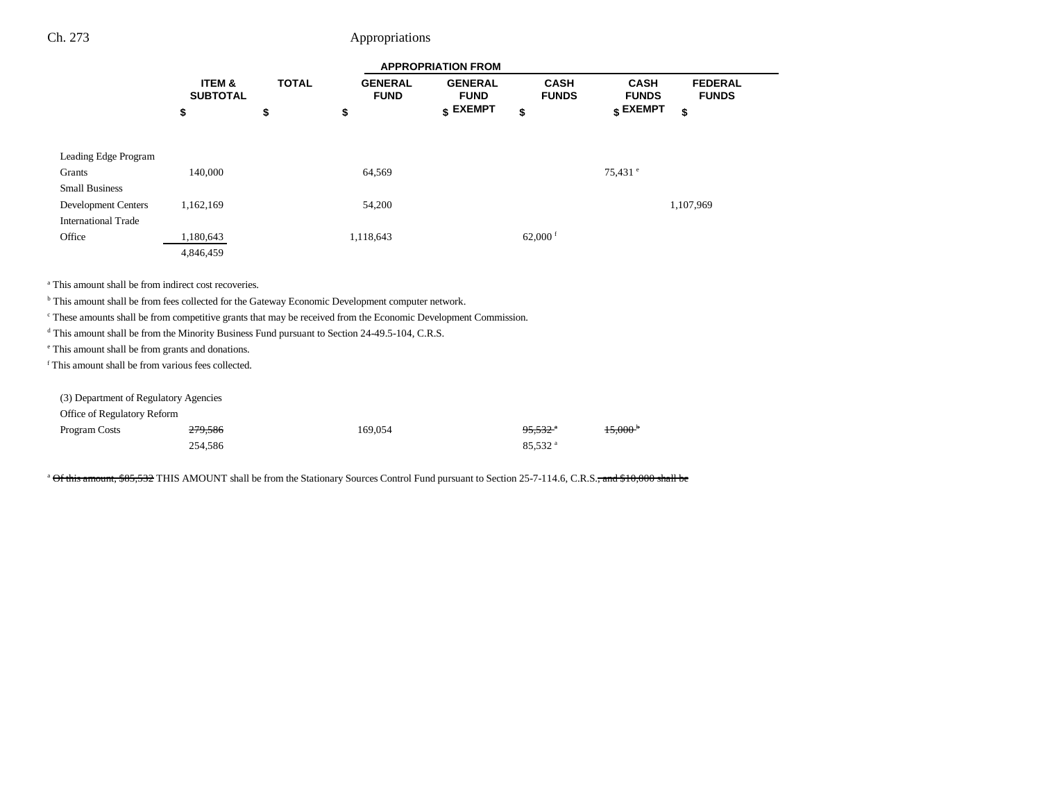| | ITEM & SUBTOTAL | TOTAL | GENERAL FUND | GENERAL FUND EXEMPT | CASH FUNDS | CASH FUNDS EXEMPT | FEDERAL FUNDS |
|---|---|---|---|---|---|---|---|
| | | | APPROPRIATION FROM | | | | |
| | $ | $ | $ | $ | $ | $ | $ |
| Leading Edge Program Grants | 140,000 | | 64,569 | | | 75,431 [e] | |
| Small Business Development Centers | 1,162,169 | | 54,200 | | | | 1,107,969 |
| International Trade Office | 1,180,643 | | 1,118,643 | | 62,000 [f] | | |
| | 4,846,459 | | | | | | |

[a] This amount shall be from indirect cost recoveries.

[b] This amount shall be from fees collected for the Gateway Economic Development computer network.

[c] These amounts shall be from competitive grants that may be received from the Economic Development Commission.

[d] This amount shall be from the Minority Business Fund pursuant to Section 24-49.5-104, C.R.S.

[e] This amount shall be from grants and donations.

[f] This amount shall be from various fees collected.

| | ITEM & SUBTOTAL | TOTAL | GENERAL FUND | GENERAL FUND EXEMPT | CASH FUNDS | CASH FUNDS EXEMPT | FEDERAL FUNDS |
|---|---|---|---|---|---|---|---|
| (3) Department of Regulatory Agencies | | | | | | | |
| Office of Regulatory Reform | | | | | | | |
| Program Costs | ~~279,586~~ | | 169,054 | | ~~95,532 [a]~~ | ~~15,000 [b]~~ | |
| | 254,586 | | | | 85,532 [a] | | |

[a] ~~Of this amount, $85,532~~ THIS AMOUNT shall be from the Stationary Sources Control Fund pursuant to Section 25-7-114.6, C.R.S.~~, and $10,000 shall be~~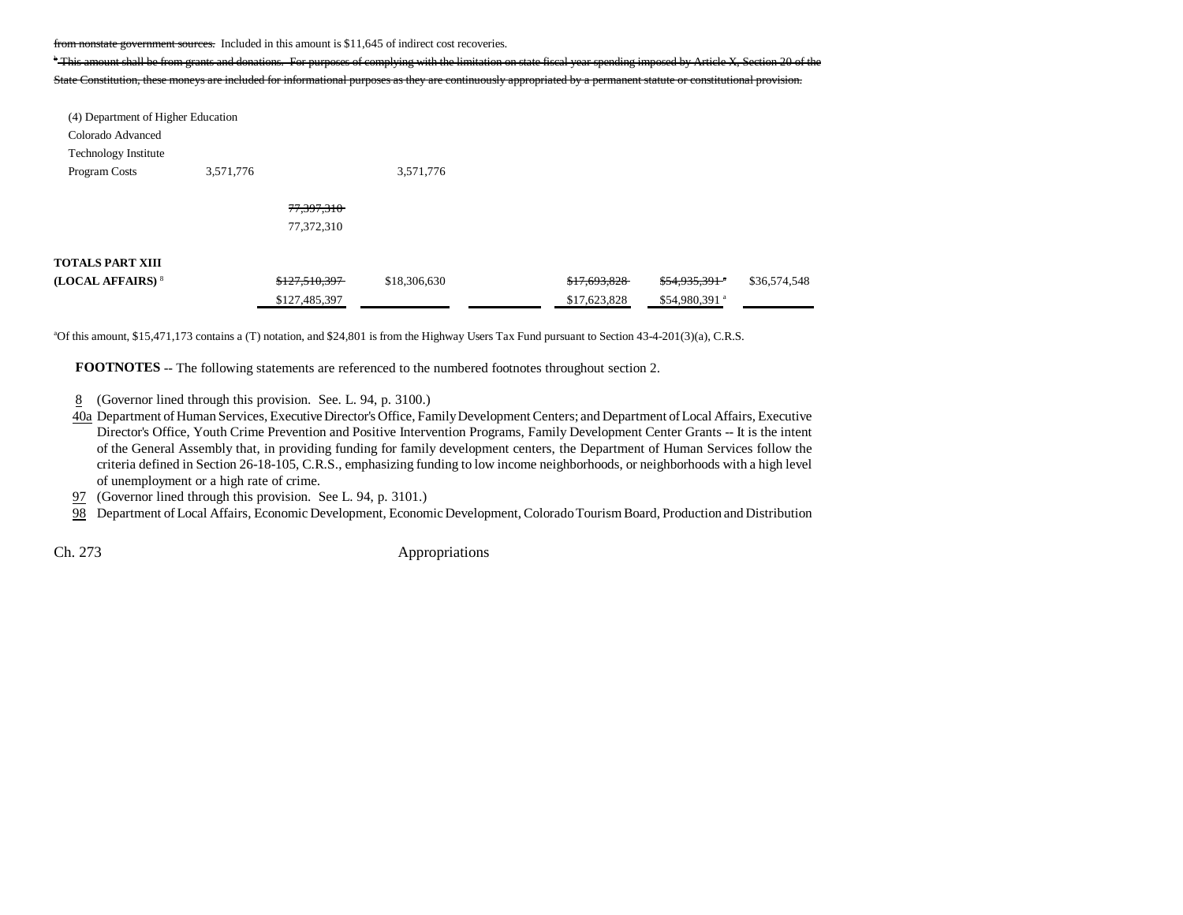~~from nonstate government sources.~~ Included in this amount is $11,645 of indirect cost recoveries.

~~[b] This amount shall be from grants and donations. For purposes of complying with the limitation on state fiscal year spending imposed by Article X, Section 20 of the State Constitution, these moneys are included for informational purposes as they are continuously appropriated by a permanent statute or constitutional provision.~~

| | | | | | | | |
|---|---|---|---|---|---|---|---|
| (4) Department of Higher Education | | | | | | | |
| Colorado Advanced Technology Institute Program Costs | 3,571,776 | | 3,571,776 | | | | |
| | | ~~77,397,310~~ 77,372,310 | | | | | |
| **TOTALS PART XIII (LOCAL AFFAIRS)** [8] | | ~~$127,510,397~~ $127,485,397 | $18,306,630 | | ~~$17,693,828~~ $17,623,828 | ~~$54,935,391~~[a] $54,980,391[a] | $36,574,548 |

[a] Of this amount, $15,471,173 contains a (T) notation, and $24,801 is from the Highway Users Tax Fund pursuant to Section 43-4-201(3)(a), C.R.S.

**FOOTNOTES** -- The following statements are referenced to the numbered footnotes throughout section 2.

8 (Governor lined through this provision. See L. 94, p. 3100.)

40a Department of Human Services, Executive Director's Office, Family Development Centers; and Department of Local Affairs, Executive Director's Office, Youth Crime Prevention and Positive Intervention Programs, Family Development Center Grants -- It is the intent of the General Assembly that, in providing funding for family development centers, the Department of Human Services follow the criteria defined in Section 26-18-105, C.R.S., emphasizing funding to low income neighborhoods, or neighborhoods with a high level of unemployment or a high rate of crime.

97 (Governor lined through this provision. See L. 94, p. 3101.)

98 Department of Local Affairs, Economic Development, Economic Development, Colorado Tourism Board, Production and Distribution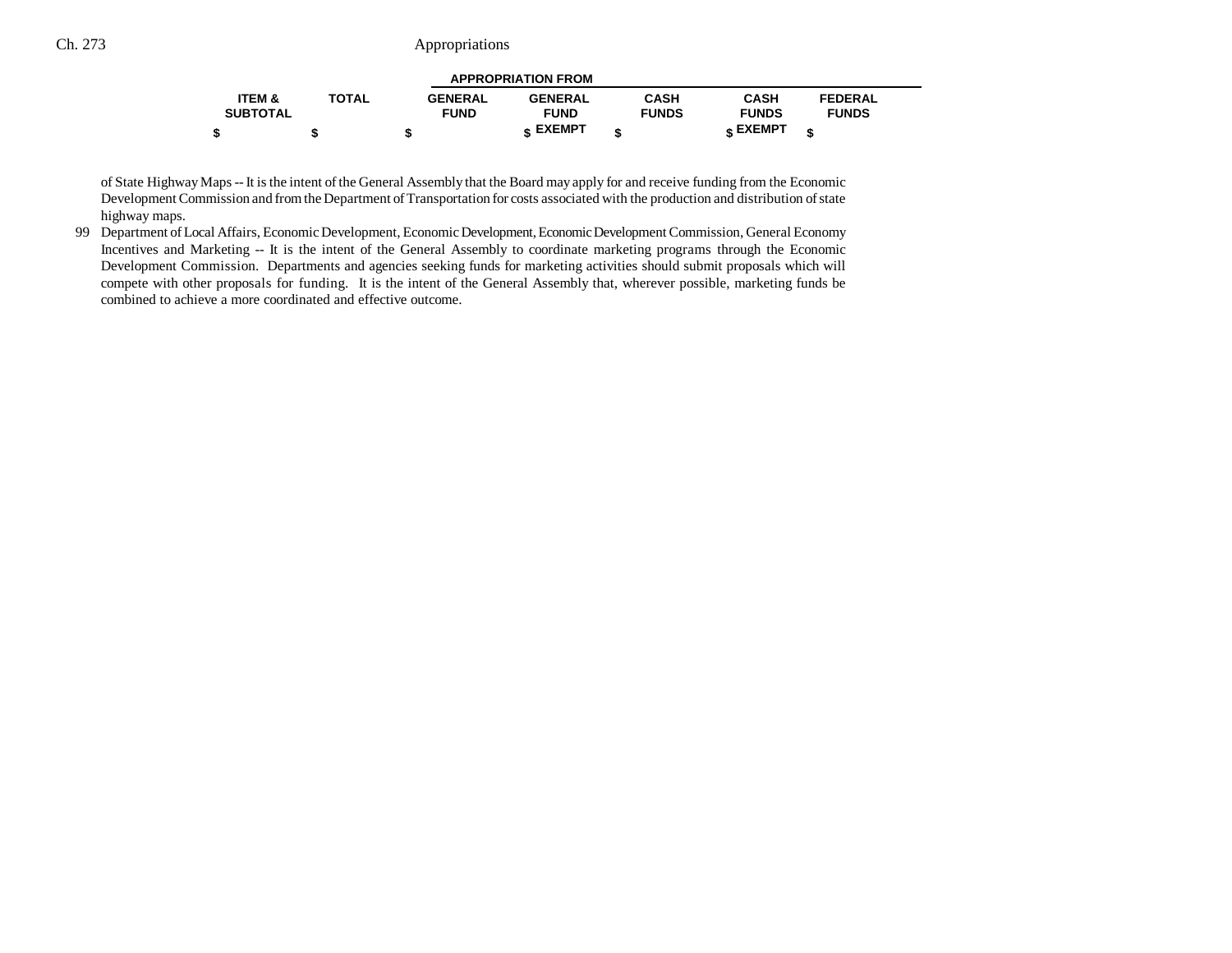| ITEM & SUBTOTAL | TOTAL | APPROPRIATION FROM GENERAL FUND | GENERAL FUND EXEMPT | CASH FUNDS | CASH FUNDS EXEMPT | FEDERAL FUNDS |
|---|---|---|---|---|---|---|
| $ | $ | $ | $ | $ | $ | $ |

of State Highway Maps -- It is the intent of the General Assembly that the Board may apply for and receive funding from the Economic Development Commission and from the Department of Transportation for costs associated with the production and distribution of state highway maps.

99 Department of Local Affairs, Economic Development, Economic Development, Economic Development Commission, General Economy Incentives and Marketing -- It is the intent of the General Assembly to coordinate marketing programs through the Economic Development Commission. Departments and agencies seeking funds for marketing activities should submit proposals which will compete with other proposals for funding. It is the intent of the General Assembly that, wherever possible, marketing funds be combined to achieve a more coordinated and effective outcome.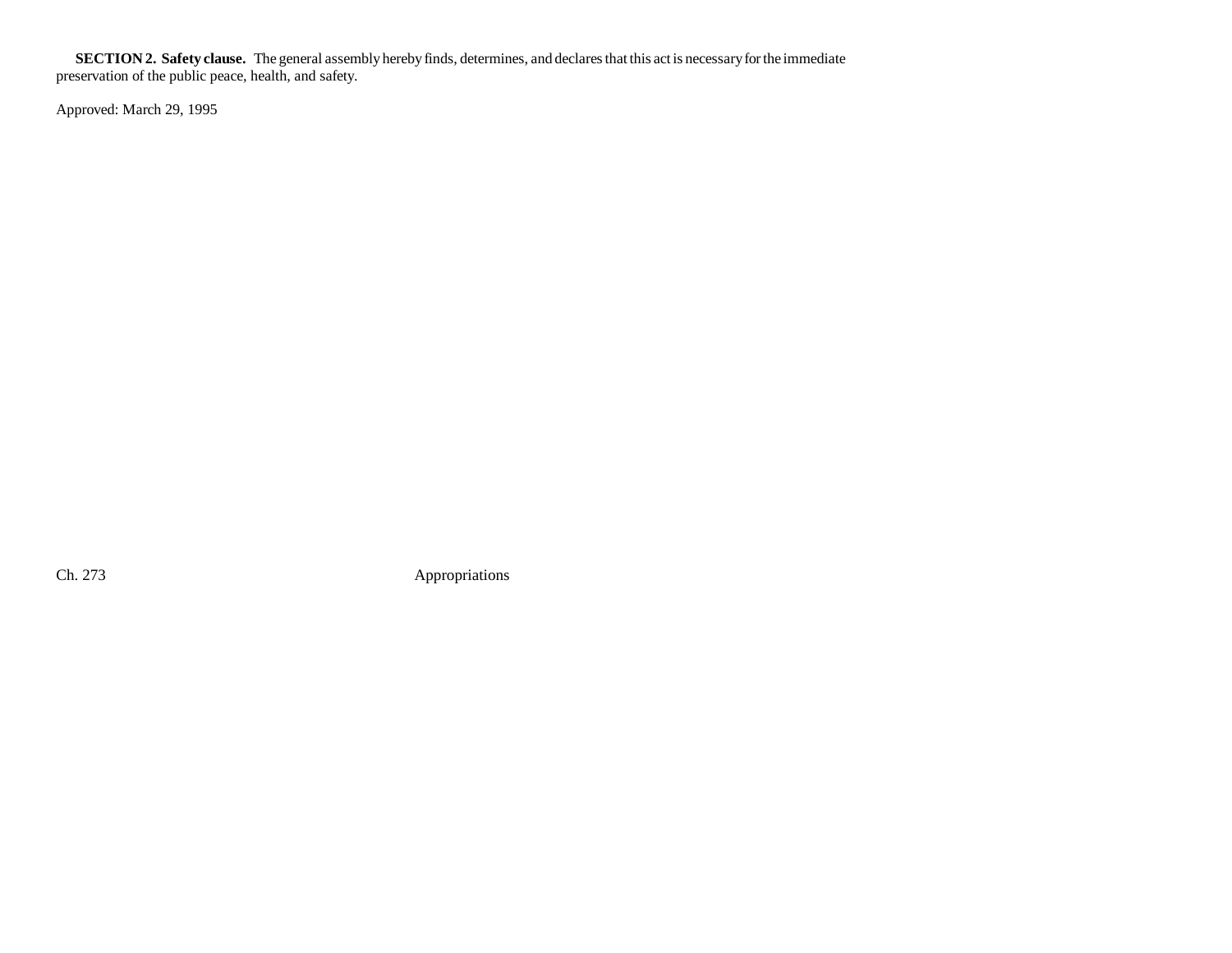**SECTION 2. Safety clause.** The general assembly hereby finds, determines, and declares that this act is necessary for the immediate preservation of the public peace, health, and safety.

Approved: March 29, 1995